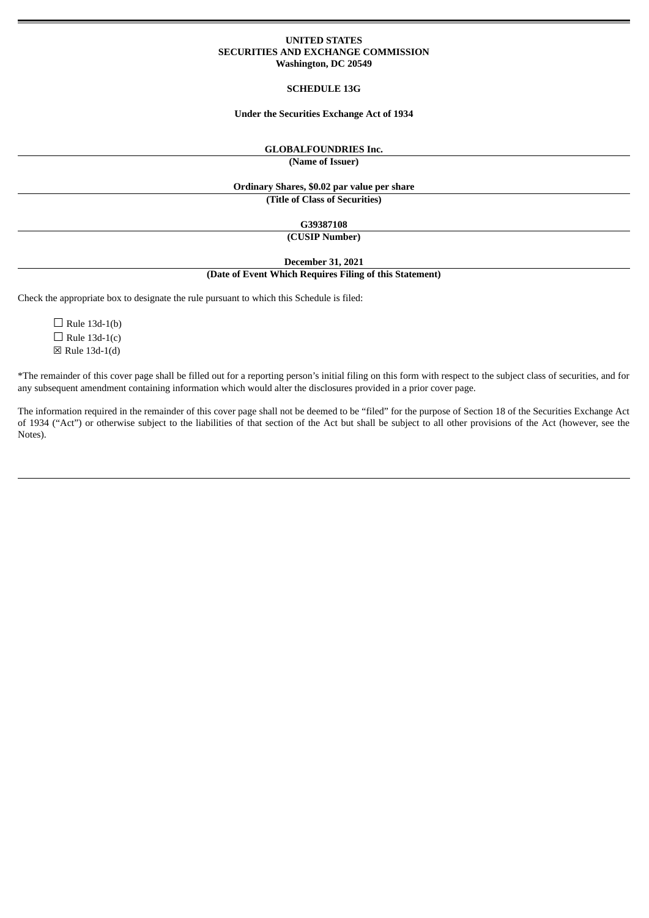**UNITED STATES**
**SECURITIES AND EXCHANGE COMMISSION**
**Washington, DC 20549**

**SCHEDULE 13G**

**Under the Securities Exchange Act of 1934**

**GLOBALFOUNDRIES Inc.**

**(Name of Issuer)**

**Ordinary Shares, $0.02 par value per share**

**(Title of Class of Securities)**

**G39387108**

**(CUSIP Number)**

**December 31, 2021**

**(Date of Event Which Requires Filing of this Statement)**

Check the appropriate box to designate the rule pursuant to which this Schedule is filed:

☐ Rule 13d-1(b)
☐ Rule 13d-1(c)
☒ Rule 13d-1(d)

*The remainder of this cover page shall be filled out for a reporting person's initial filing on this form with respect to the subject class of securities, and for any subsequent amendment containing information which would alter the disclosures provided in a prior cover page.

The information required in the remainder of this cover page shall not be deemed to be "filed" for the purpose of Section 18 of the Securities Exchange Act of 1934 ("Act") or otherwise subject to the liabilities of that section of the Act but shall be subject to all other provisions of the Act (however, see the Notes).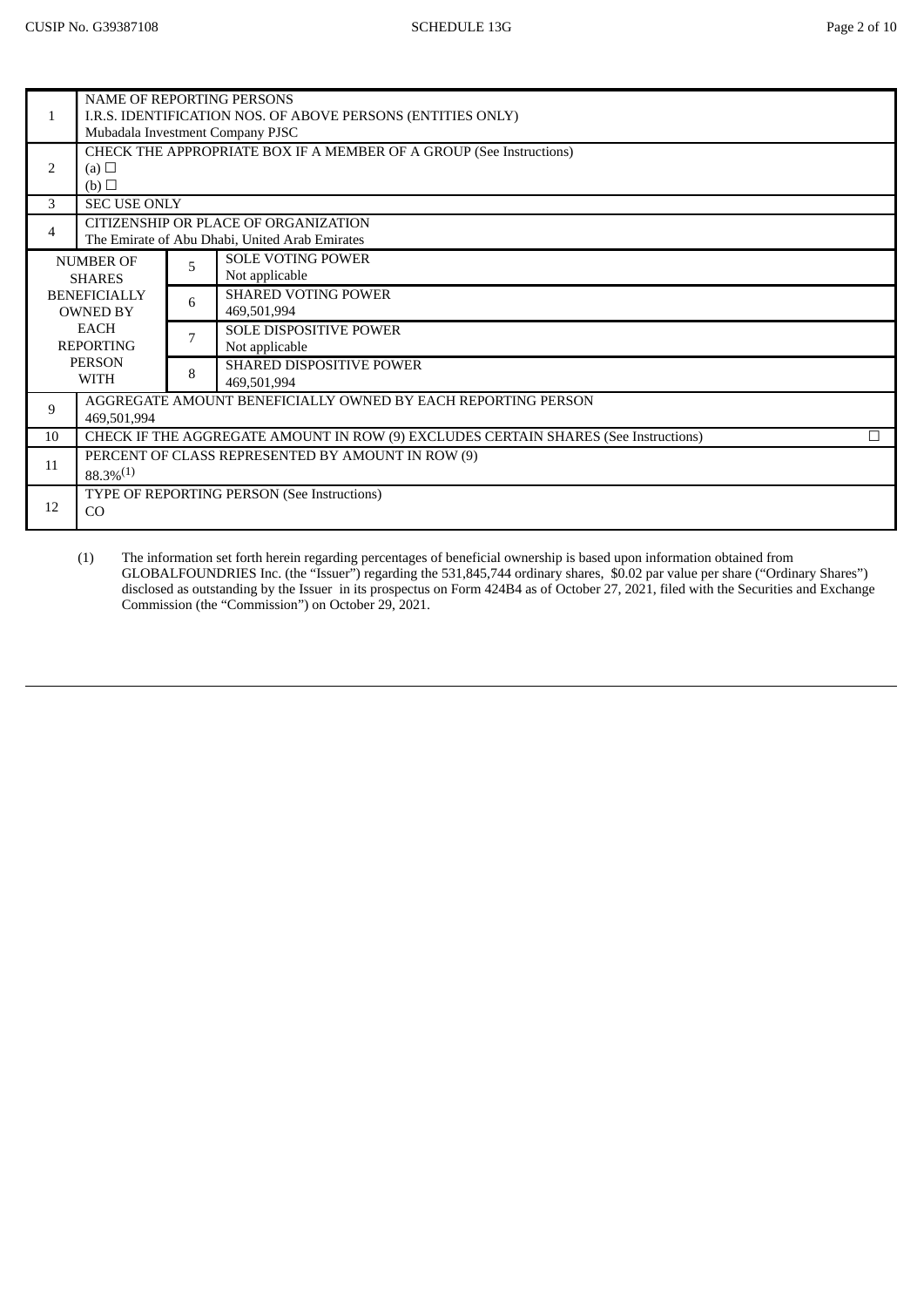| | | | |
|---|---|---|---|
| 1 | NAME OF REPORTING PERSONS<br>I.R.S. IDENTIFICATION NOS. OF ABOVE PERSONS (ENTITIES ONLY)<br>Mubadala Investment Company PJSC | | |
| 2 | CHECK THE APPROPRIATE BOX IF A MEMBER OF A GROUP (See Instructions)<br>(a) ☐<br>(b) ☐ | | |
| 3 | SEC USE ONLY | | |
| 4 | CITIZENSHIP OR PLACE OF ORGANIZATION<br>The Emirate of Abu Dhabi, United Arab Emirates | | |
| NUMBER OF SHARES BENEFICIALLY OWNED BY EACH REPORTING PERSON WITH | 5 | SOLE VOTING POWER<br>Not applicable | |
| | 6 | SHARED VOTING POWER<br>469,501,994 | |
| | 7 | SOLE DISPOSITIVE POWER<br>Not applicable | |
| | 8 | SHARED DISPOSITIVE POWER<br>469,501,994 | |
| 9 | AGGREGATE AMOUNT BENEFICIALLY OWNED BY EACH REPORTING PERSON<br>469,501,994 | | |
| 10 | CHECK IF THE AGGREGATE AMOUNT IN ROW (9) EXCLUDES CERTAIN SHARES (See Instructions) | | ☐ |
| 11 | PERCENT OF CLASS REPRESENTED BY AMOUNT IN ROW (9)<br>88.3%(1) | | |
| 12 | TYPE OF REPORTING PERSON (See Instructions)<br>CO | | |

(1) The information set forth herein regarding percentages of beneficial ownership is based upon information obtained from GLOBALFOUNDRIES Inc. (the "Issuer") regarding the 531,845,744 ordinary shares, $0.02 par value per share ("Ordinary Shares") disclosed as outstanding by the Issuer in its prospectus on Form 424B4 as of October 27, 2021, filed with the Securities and Exchange Commission (the "Commission") on October 29, 2021.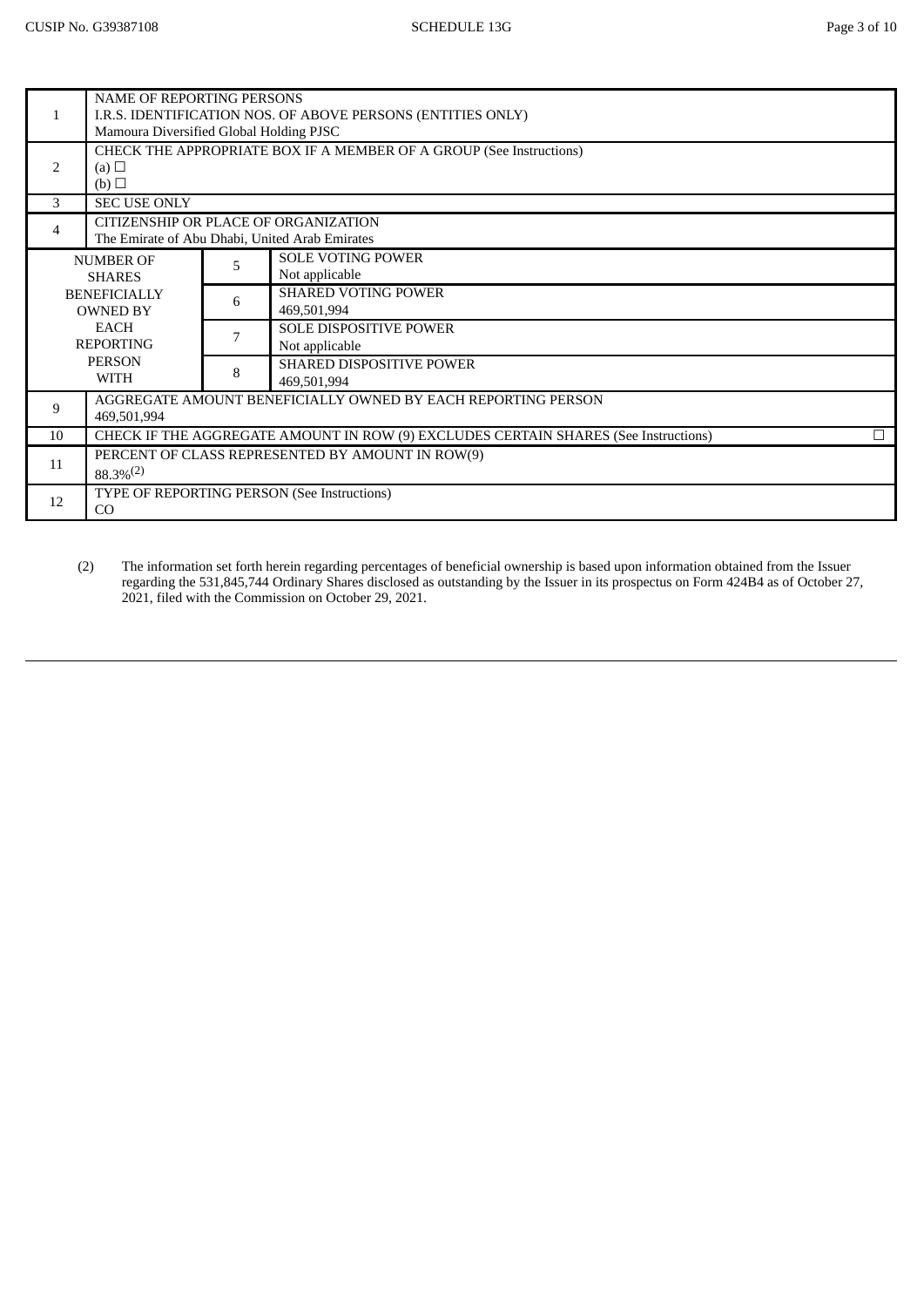| | | | |
|---|---|---|---|
| 1 | NAME OF REPORTING PERSONS<br>I.R.S. IDENTIFICATION NOS. OF ABOVE PERSONS (ENTITIES ONLY)<br>Mamoura Diversified Global Holding PJSC | | |
| 2 | CHECK THE APPROPRIATE BOX IF A MEMBER OF A GROUP (See Instructions)<br>(a) ☐<br>(b) ☐ | | |
| 3 | SEC USE ONLY | | |
| 4 | CITIZENSHIP OR PLACE OF ORGANIZATION<br>The Emirate of Abu Dhabi, United Arab Emirates | | |
| NUMBER OF SHARES BENEFICIALLY OWNED BY EACH REPORTING PERSON WITH | | 5 | SOLE VOTING POWER<br>Not applicable |
| | | 6 | SHARED VOTING POWER<br>469,501,994 |
| | | 7 | SOLE DISPOSITIVE POWER<br>Not applicable |
| | | 8 | SHARED DISPOSITIVE POWER<br>469,501,994 |
| 9 | AGGREGATE AMOUNT BENEFICIALLY OWNED BY EACH REPORTING PERSON<br>469,501,994 | | |
| 10 | CHECK IF THE AGGREGATE AMOUNT IN ROW (9) EXCLUDES CERTAIN SHARES (See Instructions) ☐ | | |
| 11 | PERCENT OF CLASS REPRESENTED BY AMOUNT IN ROW(9)<br>88.3%(2) | | |
| 12 | TYPE OF REPORTING PERSON (See Instructions)<br>CO | | |

(2) The information set forth herein regarding percentages of beneficial ownership is based upon information obtained from the Issuer regarding the 531,845,744 Ordinary Shares disclosed as outstanding by the Issuer in its prospectus on Form 424B4 as of October 27, 2021, filed with the Commission on October 29, 2021.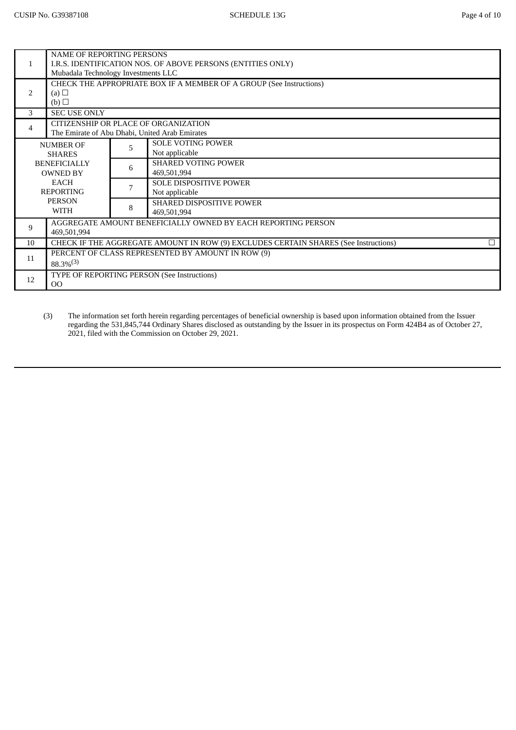| | | | |
|---|---|---|---|
| 1 | NAME OF REPORTING PERSONS<br>I.R.S. IDENTIFICATION NOS. OF ABOVE PERSONS (ENTITIES ONLY)<br>Mubadala Technology Investments LLC | | |
| 2 | CHECK THE APPROPRIATE BOX IF A MEMBER OF A GROUP (See Instructions)<br>(a) ☐<br>(b) ☐ | | |
| 3 | SEC USE ONLY | | |
| 4 | CITIZENSHIP OR PLACE OF ORGANIZATION<br>The Emirate of Abu Dhabi, United Arab Emirates | | |
| NUMBER OF SHARES BENEFICIALLY OWNED BY EACH REPORTING PERSON WITH | 5 | SOLE VOTING POWER<br>Not applicable | |
| | 6 | SHARED VOTING POWER<br>469,501,994 | |
| | 7 | SOLE DISPOSITIVE POWER<br>Not applicable | |
| | 8 | SHARED DISPOSITIVE POWER<br>469,501,994 | |
| 9 | AGGREGATE AMOUNT BENEFICIALLY OWNED BY EACH REPORTING PERSON<br>469,501,994 | | |
| 10 | CHECK IF THE AGGREGATE AMOUNT IN ROW (9) EXCLUDES CERTAIN SHARES (See Instructions) | | ☐ |
| 11 | PERCENT OF CLASS REPRESENTED BY AMOUNT IN ROW (9)<br>88.3%(3) | | |
| 12 | TYPE OF REPORTING PERSON (See Instructions)<br>OO | | |

(3) The information set forth herein regarding percentages of beneficial ownership is based upon information obtained from the Issuer regarding the 531,845,744 Ordinary Shares disclosed as outstanding by the Issuer in its prospectus on Form 424B4 as of October 27, 2021, filed with the Commission on October 29, 2021.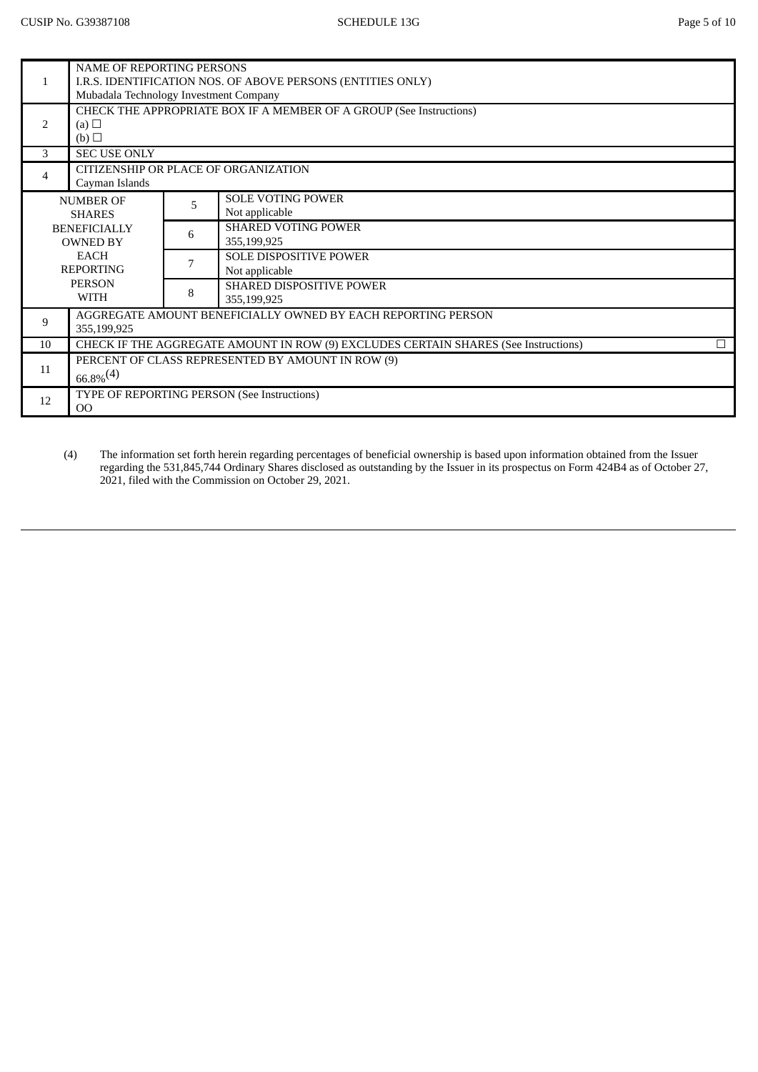| | | | |
|---|---|---|---|
| 1 | NAME OF REPORTING PERSONS<br>I.R.S. IDENTIFICATION NOS. OF ABOVE PERSONS (ENTITIES ONLY)<br>Mubadala Technology Investment Company | | |
| 2 | CHECK THE APPROPRIATE BOX IF A MEMBER OF A GROUP (See Instructions)<br>(a) ☐<br>(b) ☐ | | |
| 3 | SEC USE ONLY | | |
| 4 | CITIZENSHIP OR PLACE OF ORGANIZATION<br>Cayman Islands | | |
| NUMBER OF SHARES BENEFICIALLY OWNED BY EACH REPORTING PERSON WITH | | 5 | SOLE VOTING POWER<br>Not applicable |
| | | 6 | SHARED VOTING POWER<br>355,199,925 |
| | | 7 | SOLE DISPOSITIVE POWER<br>Not applicable |
| | | 8 | SHARED DISPOSITIVE POWER<br>355,199,925 |
| 9 | AGGREGATE AMOUNT BENEFICIALLY OWNED BY EACH REPORTING PERSON<br>355,199,925 | | |
| 10 | CHECK IF THE AGGREGATE AMOUNT IN ROW (9) EXCLUDES CERTAIN SHARES (See Instructions) ☐ | | |
| 11 | PERCENT OF CLASS REPRESENTED BY AMOUNT IN ROW (9)<br>66.8%(4) | | |
| 12 | TYPE OF REPORTING PERSON (See Instructions)<br>OO | | |

(4) The information set forth herein regarding percentages of beneficial ownership is based upon information obtained from the Issuer regarding the 531,845,744 Ordinary Shares disclosed as outstanding by the Issuer in its prospectus on Form 424B4 as of October 27, 2021, filed with the Commission on October 29, 2021.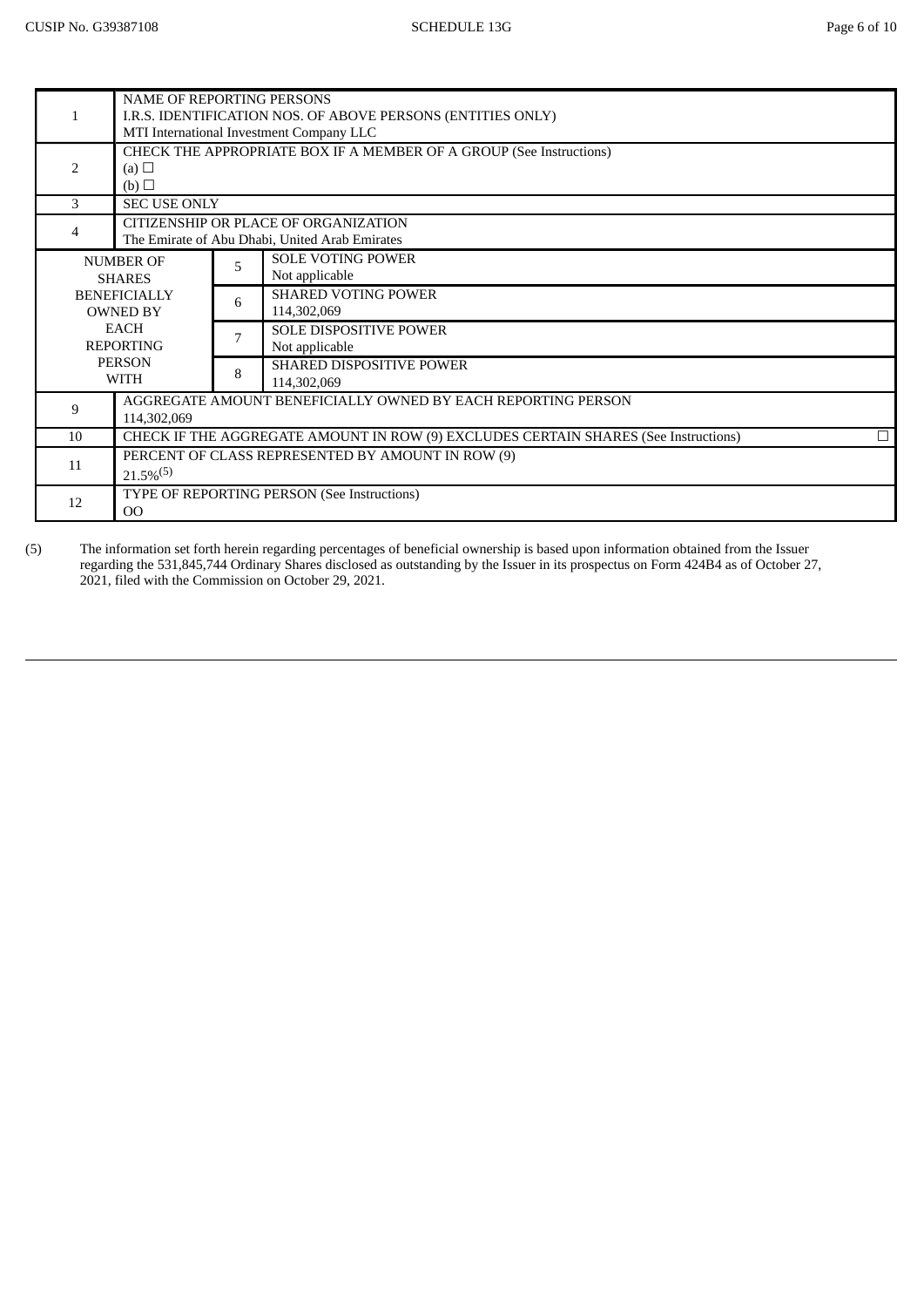| | | | |
|---|---|---|---|
| 1 | NAME OF REPORTING PERSONS<br>I.R.S. IDENTIFICATION NOS. OF ABOVE PERSONS (ENTITIES ONLY)<br>MTI International Investment Company LLC | | |
| 2 | CHECK THE APPROPRIATE BOX IF A MEMBER OF A GROUP (See Instructions)<br>(a) ☐<br>(b) ☐ | | |
| 3 | SEC USE ONLY | | |
| 4 | CITIZENSHIP OR PLACE OF ORGANIZATION<br>The Emirate of Abu Dhabi, United Arab Emirates | | |
| NUMBER OF SHARES BENEFICIALLY OWNED BY EACH REPORTING PERSON WITH | 5 | SOLE VOTING POWER<br>Not applicable | |
| | 6 | SHARED VOTING POWER<br>114,302,069 | |
| | 7 | SOLE DISPOSITIVE POWER<br>Not applicable | |
| | 8 | SHARED DISPOSITIVE POWER<br>114,302,069 | |
| 9 | AGGREGATE AMOUNT BENEFICIALLY OWNED BY EACH REPORTING PERSON<br>114,302,069 | | |
| 10 | CHECK IF THE AGGREGATE AMOUNT IN ROW (9) EXCLUDES CERTAIN SHARES (See Instructions) | | ☐ |
| 11 | PERCENT OF CLASS REPRESENTED BY AMOUNT IN ROW (9)<br>21.5%(5) | | |
| 12 | TYPE OF REPORTING PERSON (See Instructions)<br>OO | | |

(5) The information set forth herein regarding percentages of beneficial ownership is based upon information obtained from the Issuer regarding the 531,845,744 Ordinary Shares disclosed as outstanding by the Issuer in its prospectus on Form 424B4 as of October 27, 2021, filed with the Commission on October 29, 2021.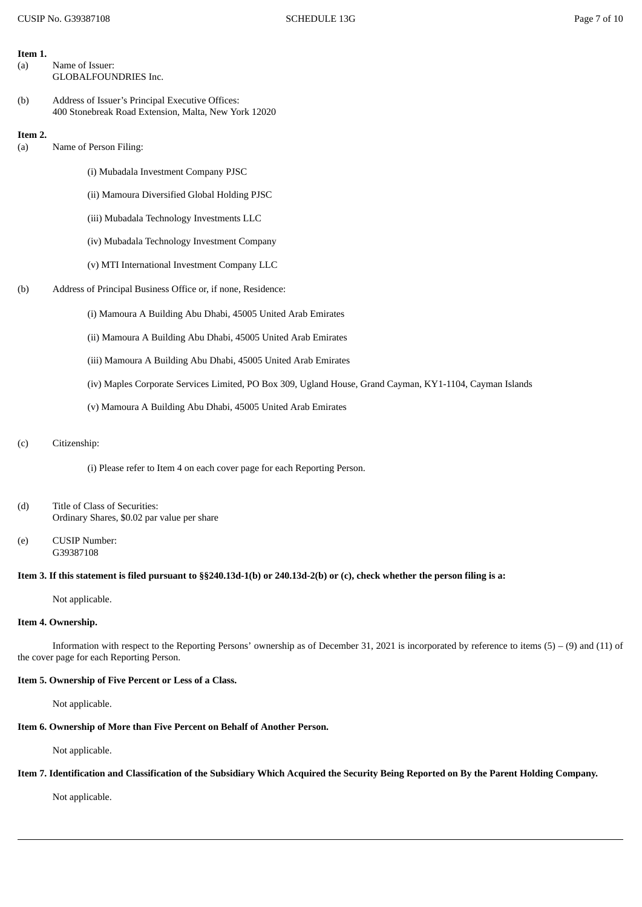**Item 1.**

(a) Name of Issuer:
GLOBALFOUNDRIES Inc.

(b) Address of Issuer's Principal Executive Offices:
400 Stonebreak Road Extension, Malta, New York 12020

**Item 2.**

(a) Name of Person Filing:

(i) Mubadala Investment Company PJSC

(ii) Mamoura Diversified Global Holding PJSC

(iii) Mubadala Technology Investments LLC

(iv) Mubadala Technology Investment Company

(v) MTI International Investment Company LLC

(b) Address of Principal Business Office or, if none, Residence:

(i) Mamoura A Building Abu Dhabi, 45005 United Arab Emirates

(ii) Mamoura A Building Abu Dhabi, 45005 United Arab Emirates

(iii) Mamoura A Building Abu Dhabi, 45005 United Arab Emirates

(iv) Maples Corporate Services Limited, PO Box 309, Ugland House, Grand Cayman, KY1-1104, Cayman Islands

(v) Mamoura A Building Abu Dhabi, 45005 United Arab Emirates

(c) Citizenship:

(i) Please refer to Item 4 on each cover page for each Reporting Person.

(d) Title of Class of Securities:
Ordinary Shares, $0.02 par value per share

(e) CUSIP Number:
G39387108

**Item 3. If this statement is filed pursuant to §§240.13d-1(b) or 240.13d-2(b) or (c), check whether the person filing is a:**

Not applicable.

**Item 4. Ownership.**

Information with respect to the Reporting Persons' ownership as of December 31, 2021 is incorporated by reference to items (5) – (9) and (11) of the cover page for each Reporting Person.

**Item 5. Ownership of Five Percent or Less of a Class.**

Not applicable.

**Item 6. Ownership of More than Five Percent on Behalf of Another Person.**

Not applicable.

**Item 7. Identification and Classification of the Subsidiary Which Acquired the Security Being Reported on By the Parent Holding Company.**

Not applicable.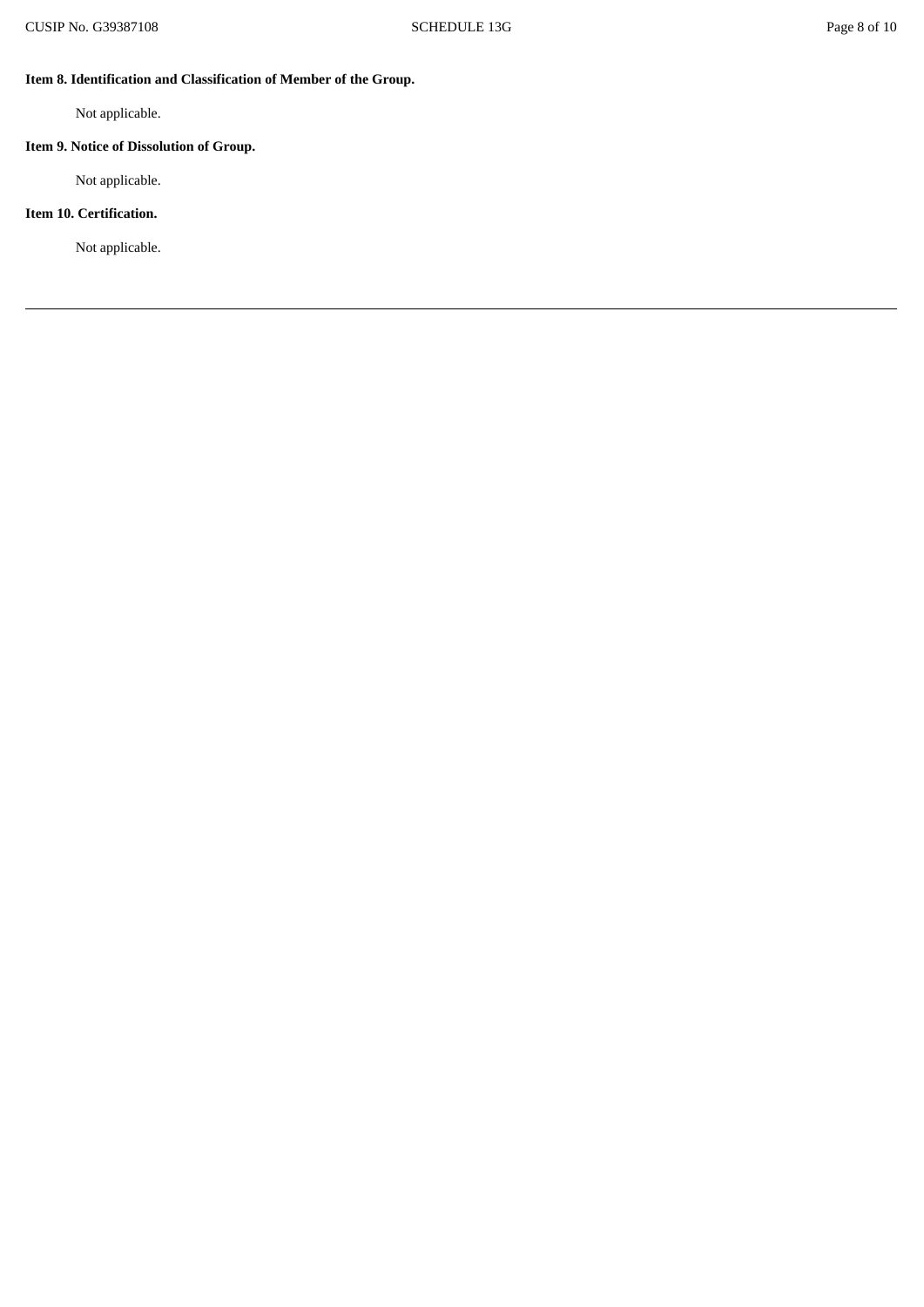**Item 8. Identification and Classification of Member of the Group.**

Not applicable.

**Item 9. Notice of Dissolution of Group.**

Not applicable.

**Item 10. Certification.**

Not applicable.

---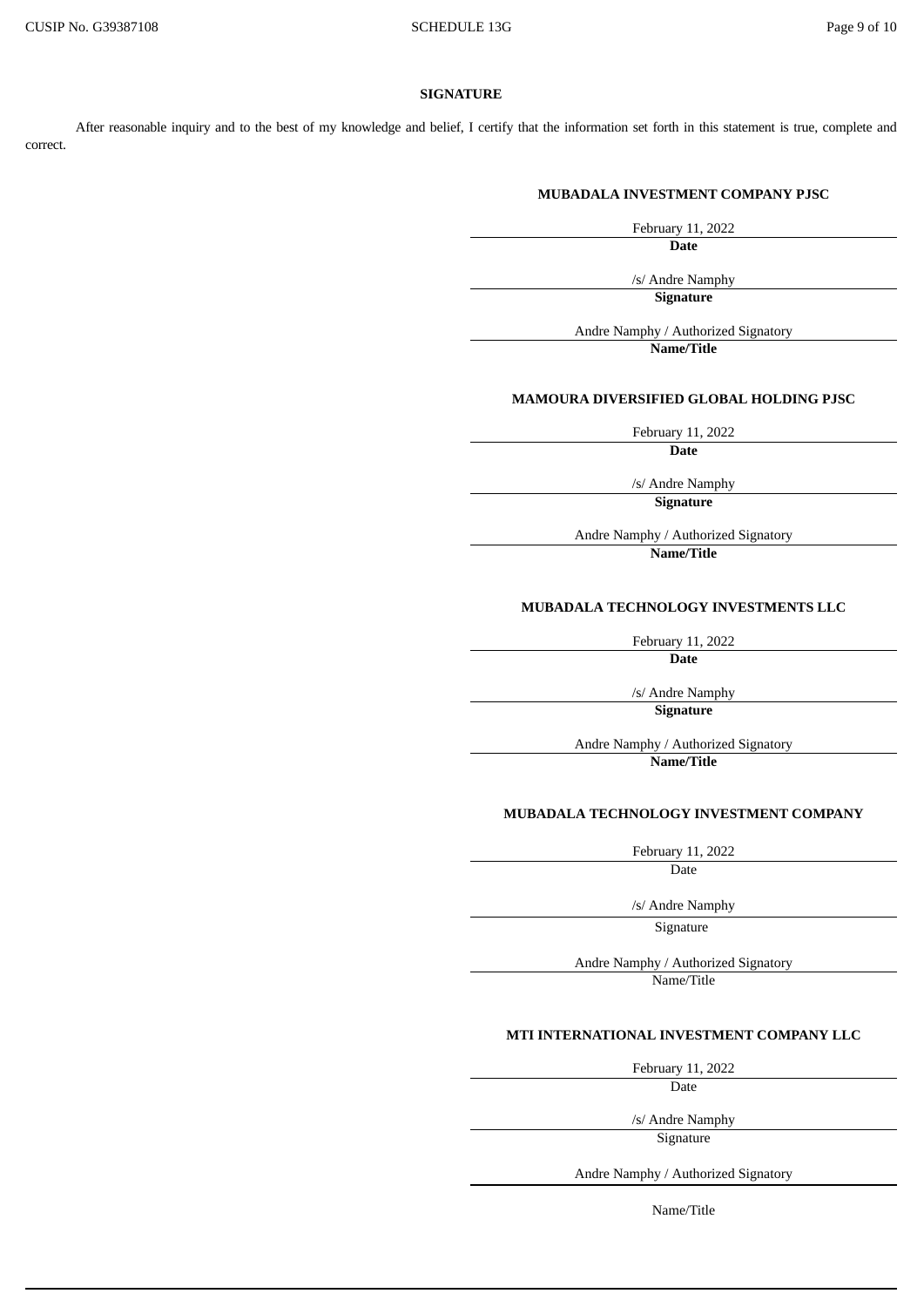## SIGNATURE

After reasonable inquiry and to the best of my knowledge and belief, I certify that the information set forth in this statement is true, complete and correct.

**MUBADALA INVESTMENT COMPANY PJSC**

February 11, 2022
**Date**

/s/ Andre Namphy
**Signature**

Andre Namphy / Authorized Signatory
**Name/Title**

**MAMOURA DIVERSIFIED GLOBAL HOLDING PJSC**

February 11, 2022
**Date**

/s/ Andre Namphy
**Signature**

Andre Namphy / Authorized Signatory
**Name/Title**

**MUBADALA TECHNOLOGY INVESTMENTS LLC**

February 11, 2022
**Date**

/s/ Andre Namphy
**Signature**

Andre Namphy / Authorized Signatory
**Name/Title**

**MUBADALA TECHNOLOGY INVESTMENT COMPANY**

February 11, 2022
Date

/s/ Andre Namphy
Signature

Andre Namphy / Authorized Signatory
Name/Title

**MTI INTERNATIONAL INVESTMENT COMPANY LLC**

February 11, 2022
Date

/s/ Andre Namphy
Signature

Andre Namphy / Authorized Signatory

Name/Title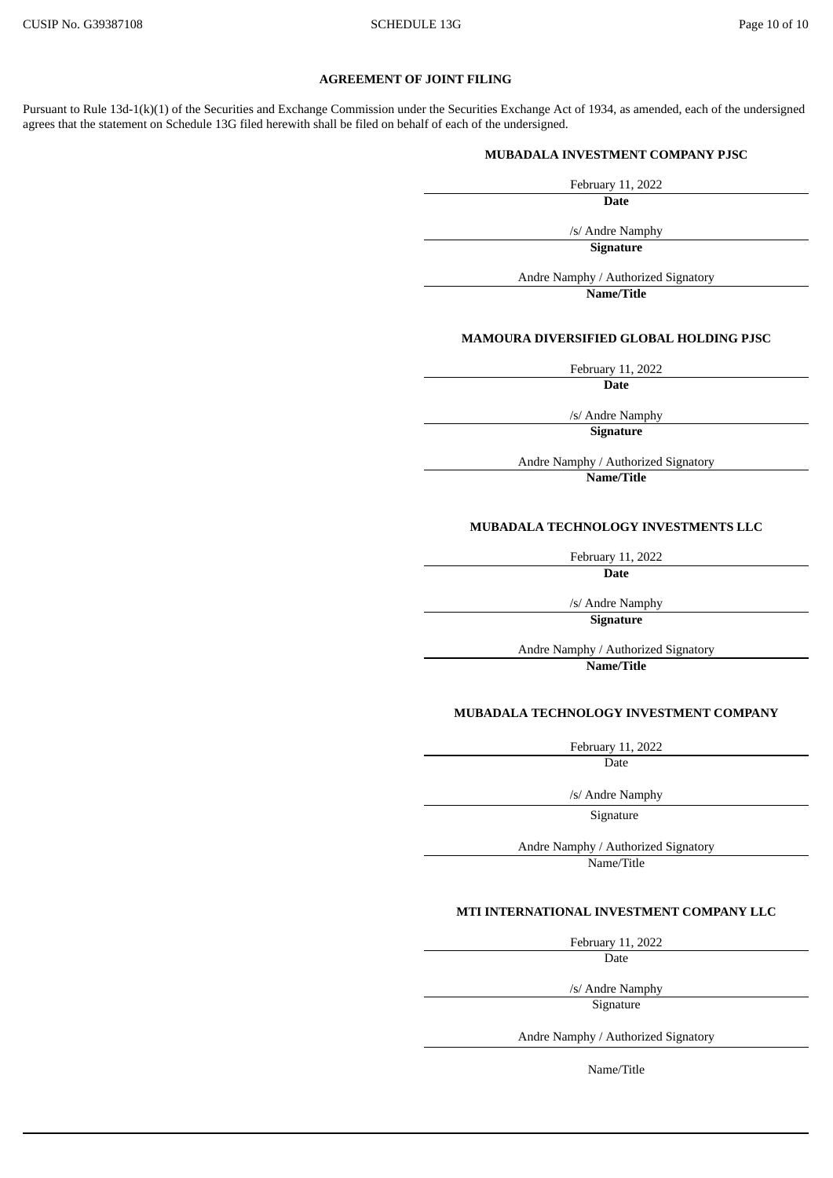## AGREEMENT OF JOINT FILING

Pursuant to Rule 13d-1(k)(1) of the Securities and Exchange Commission under the Securities Exchange Act of 1934, as amended, each of the undersigned agrees that the statement on Schedule 13G filed herewith shall be filed on behalf of each of the undersigned.

**MUBADALA INVESTMENT COMPANY PJSC**

February 11, 2022
**Date**

/s/ Andre Namphy
**Signature**

Andre Namphy / Authorized Signatory
**Name/Title**

**MAMOURA DIVERSIFIED GLOBAL HOLDING PJSC**

February 11, 2022
**Date**

/s/ Andre Namphy
**Signature**

Andre Namphy / Authorized Signatory
**Name/Title**

**MUBADALA TECHNOLOGY INVESTMENTS LLC**

February 11, 2022
**Date**

/s/ Andre Namphy
**Signature**

Andre Namphy / Authorized Signatory
**Name/Title**

**MUBADALA TECHNOLOGY INVESTMENT COMPANY**

February 11, 2022
Date

/s/ Andre Namphy
Signature

Andre Namphy / Authorized Signatory
Name/Title

**MTI INTERNATIONAL INVESTMENT COMPANY LLC**

February 11, 2022
Date

/s/ Andre Namphy
Signature

Andre Namphy / Authorized Signatory

Name/Title